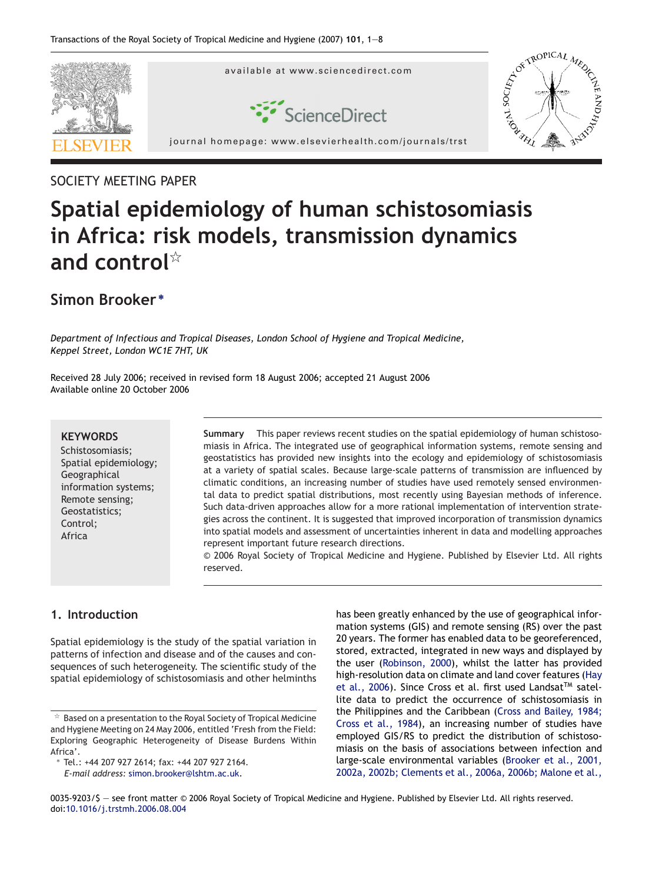SOCIETY MEETING PAPER

# Spatial epidemiology of human schistosomiasis in Africa: risk models, transmission dynamics and control☆

**Simon Brooker***

*Department of Infectious and Tropical Diseases, London School of Hygiene and Tropical Medicine, Keppel Street, London WC1E 7HT, UK*

Received 28 July 2006; received in revised form 18 August 2006; accepted 21 August 2006
Available online 20 October 2006

**KEYWORDS**
Schistosomiasis;
Spatial epidemiology;
Geographical information systems;
Remote sensing;
Geostatistics;
Control;
Africa

**Summary** This paper reviews recent studies on the spatial epidemiology of human schistosomiasis in Africa. The integrated use of geographical information systems, remote sensing and geostatistics has provided new insights into the ecology and epidemiology of schistosomiasis at a variety of spatial scales. Because large-scale patterns of transmission are influenced by climatic conditions, an increasing number of studies have used remotely sensed environmental data to predict spatial distributions, most recently using Bayesian methods of inference. Such data-driven approaches allow for a more rational implementation of intervention strategies across the continent. It is suggested that improved incorporation of transmission dynamics into spatial models and assessment of uncertainties inherent in data and modelling approaches represent important future research directions.
© 2006 Royal Society of Tropical Medicine and Hygiene. Published by Elsevier Ltd. All rights reserved.

## 1. Introduction

Spatial epidemiology is the study of the spatial variation in patterns of infection and disease and of the causes and consequences of such heterogeneity. The scientific study of the spatial epidemiology of schistosomiasis and other helminths has been greatly enhanced by the use of geographical information systems (GIS) and remote sensing (RS) over the past 20 years. The former has enabled data to be georeferenced, stored, extracted, integrated in new ways and displayed by the user (Robinson, 2000), whilst the latter has provided high-resolution data on climate and land cover features (Hay et al., 2006). Since Cross et al. first used Landsat™ satellite data to predict the occurrence of schistosomiasis in the Philippines and the Caribbean (Cross and Bailey, 1984; Cross et al., 1984), an increasing number of studies have employed GIS/RS to predict the distribution of schistosomiasis on the basis of associations between infection and large-scale environmental variables (Brooker et al., 2001, 2002a, 2002b; Clements et al., 2006a, 2006b; Malone et al.,

☆ Based on a presentation to the Royal Society of Tropical Medicine and Hygiene Meeting on 24 May 2006, entitled 'Fresh from the Field: Exploring Geographic Heterogeneity of Disease Burdens Within Africa'.

* Tel.: +44 207 927 2614; fax: +44 207 927 2164.
*E-mail address:* simon.brooker@lshtm.ac.uk.

0035-9203/$ — see front matter © 2006 Royal Society of Tropical Medicine and Hygiene. Published by Elsevier Ltd. All rights reserved.
doi:10.1016/j.trstmh.2006.08.004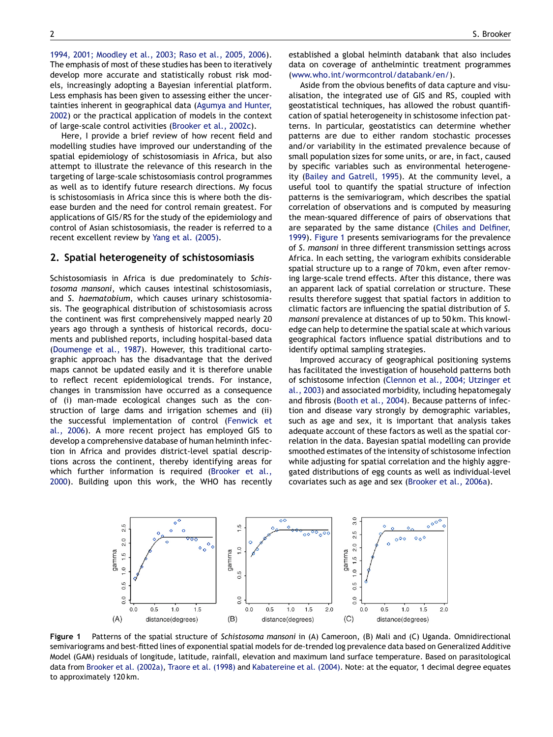1994, 2001; Moodley et al., 2003; Raso et al., 2005, 2006). The emphasis of most of these studies has been to iteratively develop more accurate and statistically robust risk models, increasingly adopting a Bayesian inferential platform. Less emphasis has been given to assessing either the uncertainties inherent in geographical data (Agumya and Hunter, 2002) or the practical application of models in the context of large-scale control activities (Brooker et al., 2002c).

Here, I provide a brief review of how recent field and modelling studies have improved our understanding of the spatial epidemiology of schistosomiasis in Africa, but also attempt to illustrate the relevance of this research in the targeting of large-scale schistosomiasis control programmes as well as to identify future research directions. My focus is schistosomiasis in Africa since this is where both the disease burden and the need for control remain greatest. For applications of GIS/RS for the study of the epidemiology and control of Asian schistosomiasis, the reader is referred to a recent excellent review by Yang et al. (2005).

## 2. Spatial heterogeneity of schistosomiasis

Schistosomiasis in Africa is due predominately to *Schistosoma mansoni*, which causes intestinal schistosomiasis, and *S. haematobium*, which causes urinary schistosomiasis. The geographical distribution of schistosomiasis across the continent was first comprehensively mapped nearly 20 years ago through a synthesis of historical records, documents and published reports, including hospital-based data (Doumenge et al., 1987). However, this traditional cartographic approach has the disadvantage that the derived maps cannot be updated easily and it is therefore unable to reflect recent epidemiological trends. For instance, changes in transmission have occurred as a consequence of (i) man-made ecological changes such as the construction of large dams and irrigation schemes and (ii) the successful implementation of control (Fenwick et al., 2006). A more recent project has employed GIS to develop a comprehensive database of human helminth infection in Africa and provides district-level spatial descriptions across the continent, thereby identifying areas for which further information is required (Brooker et al., 2000). Building upon this work, the WHO has recently established a global helminth databank that also includes data on coverage of anthelmintic treatment programmes (www.who.int/wormcontrol/databank/en/).

Aside from the obvious benefits of data capture and visualisation, the integrated use of GIS and RS, coupled with geostatistical techniques, has allowed the robust quantification of spatial heterogeneity in schistosome infection patterns. In particular, geostatistics can determine whether patterns are due to either random stochastic processes and/or variability in the estimated prevalence because of small population sizes for some units, or are, in fact, caused by specific variables such as environmental heterogeneity (Bailey and Gatrell, 1995). At the community level, a useful tool to quantify the spatial structure of infection patterns is the semivariogram, which describes the spatial correlation of observations and is computed by measuring the mean-squared difference of pairs of observations that are separated by the same distance (Chiles and Delfiner, 1999). Figure 1 presents semivariograms for the prevalence of *S. mansoni* in three different transmission settings across Africa. In each setting, the variogram exhibits considerable spatial structure up to a range of 70 km, even after removing large-scale trend effects. After this distance, there was an apparent lack of spatial correlation or structure. These results therefore suggest that spatial factors in addition to climatic factors are influencing the spatial distribution of *S. mansoni* prevalence at distances of up to 50 km. This knowledge can help to determine the spatial scale at which various geographical factors influence spatial distributions and to identify optimal sampling strategies.

Improved accuracy of geographical positioning systems has facilitated the investigation of household patterns both of schistosome infection (Clennon et al., 2004; Utzinger et al., 2003) and associated morbidity, including hepatomegaly and fibrosis (Booth et al., 2004). Because patterns of infection and disease vary strongly by demographic variables, such as age and sex, it is important that analysis takes adequate account of these factors as well as the spatial correlation in the data. Bayesian spatial modelling can provide smoothed estimates of the intensity of schistosome infection while adjusting for spatial correlation and the highly aggregated distributions of egg counts as well as individual-level covariates such as age and sex (Brooker et al., 2006a).

**Figure 1** Patterns of the spatial structure of *Schistosoma mansoni* in (A) Cameroon, (B) Mali and (C) Uganda. Omnidirectional semivariograms and best-fitted lines of exponential spatial models for de-trended log prevalence data based on Generalized Additive Model (GAM) residuals of longitude, latitude, rainfall, elevation and maximum land surface temperature. Based on parasitological data from Brooker et al. (2002a), Traore et al. (1998) and Kabatereine et al. (2004). Note: at the equator, 1 decimal degree equates to approximately 120 km.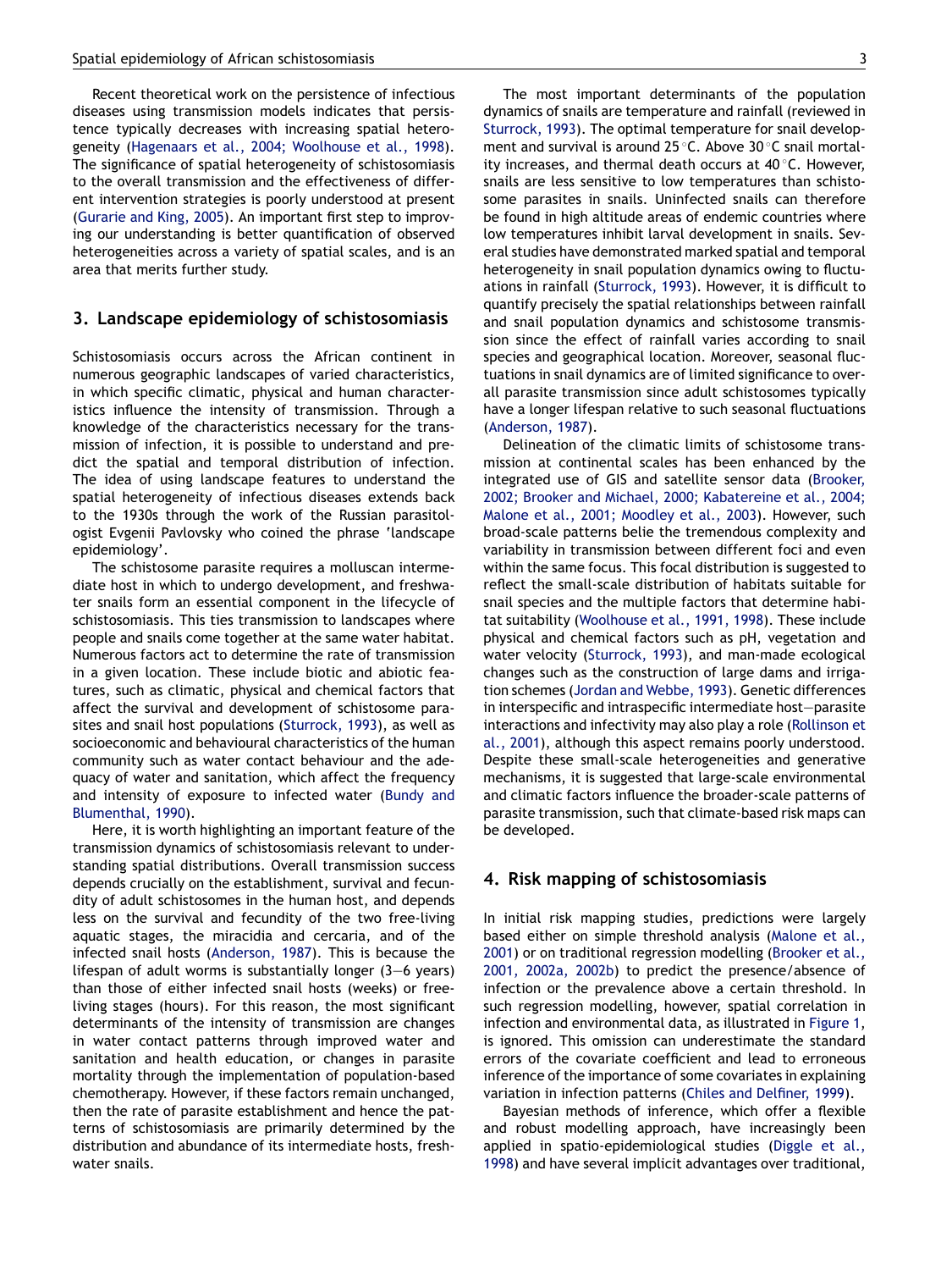Recent theoretical work on the persistence of infectious diseases using transmission models indicates that persistence typically decreases with increasing spatial heterogeneity (Hagenaars et al., 2004; Woolhouse et al., 1998). The significance of spatial heterogeneity of schistosomiasis to the overall transmission and the effectiveness of different intervention strategies is poorly understood at present (Gurarie and King, 2005). An important first step to improving our understanding is better quantification of observed heterogeneities across a variety of spatial scales, and is an area that merits further study.

## 3. Landscape epidemiology of schistosomiasis

Schistosomiasis occurs across the African continent in numerous geographic landscapes of varied characteristics, in which specific climatic, physical and human characteristics influence the intensity of transmission. Through a knowledge of the characteristics necessary for the transmission of infection, it is possible to understand and predict the spatial and temporal distribution of infection. The idea of using landscape features to understand the spatial heterogeneity of infectious diseases extends back to the 1930s through the work of the Russian parasitologist Evgenii Pavlovsky who coined the phrase 'landscape epidemiology'.

The schistosome parasite requires a molluscan intermediate host in which to undergo development, and freshwater snails form an essential component in the lifecycle of schistosomiasis. This ties transmission to landscapes where people and snails come together at the same water habitat. Numerous factors act to determine the rate of transmission in a given location. These include biotic and abiotic features, such as climatic, physical and chemical factors that affect the survival and development of schistosome parasites and snail host populations (Sturrock, 1993), as well as socioeconomic and behavioural characteristics of the human community such as water contact behaviour and the adequacy of water and sanitation, which affect the frequency and intensity of exposure to infected water (Bundy and Blumenthal, 1990).

Here, it is worth highlighting an important feature of the transmission dynamics of schistosomiasis relevant to understanding spatial distributions. Overall transmission success depends crucially on the establishment, survival and fecundity of adult schistosomes in the human host, and depends less on the survival and fecundity of the two free-living aquatic stages, the miracidia and cercaria, and of the infected snail hosts (Anderson, 1987). This is because the lifespan of adult worms is substantially longer (3–6 years) than those of either infected snail hosts (weeks) or free-living stages (hours). For this reason, the most significant determinants of the intensity of transmission are changes in water contact patterns through improved water and sanitation and health education, or changes in parasite mortality through the implementation of population-based chemotherapy. However, if these factors remain unchanged, then the rate of parasite establishment and hence the patterns of schistosomiasis are primarily determined by the distribution and abundance of its intermediate hosts, freshwater snails.

The most important determinants of the population dynamics of snails are temperature and rainfall (reviewed in Sturrock, 1993). The optimal temperature for snail development and survival is around 25 °C. Above 30 °C snail mortality increases, and thermal death occurs at 40 °C. However, snails are less sensitive to low temperatures than schistosome parasites in snails. Uninfected snails can therefore be found in high altitude areas of endemic countries where low temperatures inhibit larval development in snails. Several studies have demonstrated marked spatial and temporal heterogeneity in snail population dynamics owing to fluctuations in rainfall (Sturrock, 1993). However, it is difficult to quantify precisely the spatial relationships between rainfall and snail population dynamics and schistosome transmission since the effect of rainfall varies according to snail species and geographical location. Moreover, seasonal fluctuations in snail dynamics are of limited significance to overall parasite transmission since adult schistosomes typically have a longer lifespan relative to such seasonal fluctuations (Anderson, 1987).

Delineation of the climatic limits of schistosome transmission at continental scales has been enhanced by the integrated use of GIS and satellite sensor data (Brooker, 2002; Brooker and Michael, 2000; Kabatereine et al., 2004; Malone et al., 2001; Moodley et al., 2003). However, such broad-scale patterns belie the tremendous complexity and variability in transmission between different foci and even within the same focus. This focal distribution is suggested to reflect the small-scale distribution of habitats suitable for snail species and the multiple factors that determine habitat suitability (Woolhouse et al., 1991, 1998). These include physical and chemical factors such as pH, vegetation and water velocity (Sturrock, 1993), and man-made ecological changes such as the construction of large dams and irrigation schemes (Jordan and Webbe, 1993). Genetic differences in interspecific and intraspecific intermediate host–parasite interactions and infectivity may also play a role (Rollinson et al., 2001), although this aspect remains poorly understood. Despite these small-scale heterogeneities and generative mechanisms, it is suggested that large-scale environmental and climatic factors influence the broader-scale patterns of parasite transmission, such that climate-based risk maps can be developed.

## 4. Risk mapping of schistosomiasis

In initial risk mapping studies, predictions were largely based either on simple threshold analysis (Malone et al., 2001) or on traditional regression modelling (Brooker et al., 2001, 2002a, 2002b) to predict the presence/absence of infection or the prevalence above a certain threshold. In such regression modelling, however, spatial correlation in infection and environmental data, as illustrated in Figure 1, is ignored. This omission can underestimate the standard errors of the covariate coefficient and lead to erroneous inference of the importance of some covariates in explaining variation in infection patterns (Chiles and Delfiner, 1999).

Bayesian methods of inference, which offer a flexible and robust modelling approach, have increasingly been applied in spatio-epidemiological studies (Diggle et al., 1998) and have several implicit advantages over traditional,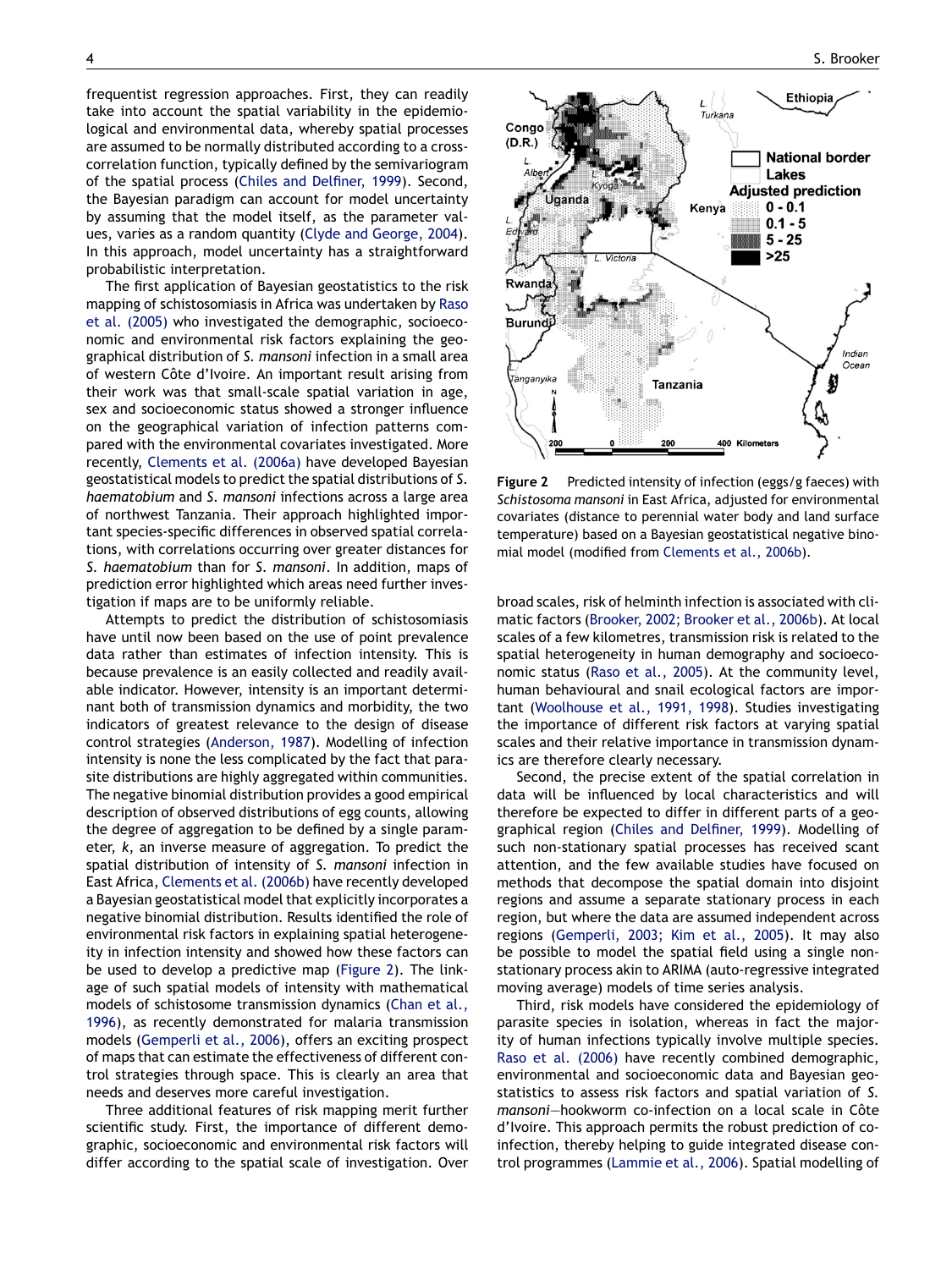frequentist regression approaches. First, they can readily take into account the spatial variability in the epidemiological and environmental data, whereby spatial processes are assumed to be normally distributed according to a cross-correlation function, typically defined by the semivariogram of the spatial process (Chiles and Delfiner, 1999). Second, the Bayesian paradigm can account for model uncertainty by assuming that the model itself, as the parameter values, varies as a random quantity (Clyde and George, 2004). In this approach, model uncertainty has a straightforward probabilistic interpretation.

The first application of Bayesian geostatistics to the risk mapping of schistosomiasis in Africa was undertaken by Raso et al. (2005) who investigated the demographic, socioeconomic and environmental risk factors explaining the geographical distribution of *S. mansoni* infection in a small area of western Côte d'Ivoire. An important result arising from their work was that small-scale spatial variation in age, sex and socioeconomic status showed a stronger influence on the geographical variation of infection patterns compared with the environmental covariates investigated. More recently, Clements et al. (2006a) have developed Bayesian geostatistical models to predict the spatial distributions of *S. haematobium* and *S. mansoni* infections across a large area of northwest Tanzania. Their approach highlighted important species-specific differences in observed spatial correlations, with correlations occurring over greater distances for *S. haematobium* than for *S. mansoni*. In addition, maps of prediction error highlighted which areas need further investigation if maps are to be uniformly reliable.

Attempts to predict the distribution of schistosomiasis have until now been based on the use of point prevalence data rather than estimates of infection intensity. This is because prevalence is an easily collected and readily available indicator. However, intensity is an important determinant both of transmission dynamics and morbidity, the two indicators of greatest relevance to the design of disease control strategies (Anderson, 1987). Modelling of infection intensity is none the less complicated by the fact that parasite distributions are highly aggregated within communities. The negative binomial distribution provides a good empirical description of observed distributions of egg counts, allowing the degree of aggregation to be defined by a single parameter, $k$, an inverse measure of aggregation. To predict the spatial distribution of intensity of *S. mansoni* infection in East Africa, Clements et al. (2006b) have recently developed a Bayesian geostatistical model that explicitly incorporates a negative binomial distribution. Results identified the role of environmental risk factors in explaining spatial heterogeneity in infection intensity and showed how these factors can be used to develop a predictive map (Figure 2). The linkage of such spatial models of intensity with mathematical models of schistosome transmission dynamics (Chan et al., 1996), as recently demonstrated for malaria transmission models (Gemperli et al., 2006), offers an exciting prospect of maps that can estimate the effectiveness of different control strategies through space. This is clearly an area that needs and deserves more careful investigation.

Three additional features of risk mapping merit further scientific study. First, the importance of different demographic, socioeconomic and environmental risk factors will differ according to the spatial scale of investigation. Over broad scales, risk of helminth infection is associated with climatic factors (Brooker, 2002; Brooker et al., 2006b). At local scales of a few kilometres, transmission risk is related to the spatial heterogeneity in human demography and socioeconomic status (Raso et al., 2005). At the community level, human behavioural and snail ecological factors are important (Woolhouse et al., 1991, 1998). Studies investigating the importance of different risk factors at varying spatial scales and their relative importance in transmission dynamics are therefore clearly necessary.

**Figure 2** Predicted intensity of infection (eggs/g faeces) with *Schistosoma mansoni* in East Africa, adjusted for environmental covariates (distance to perennial water body and land surface temperature) based on a Bayesian geostatistical negative binomial model (modified from Clements et al., 2006b).

Second, the precise extent of the spatial correlation in data will be influenced by local characteristics and will therefore be expected to differ in different parts of a geographical region (Chiles and Delfiner, 1999). Modelling of such non-stationary spatial processes has received scant attention, and the few available studies have focused on methods that decompose the spatial domain into disjoint regions and assume a separate stationary process in each region, but where the data are assumed independent across regions (Gemperli, 2003; Kim et al., 2005). It may also be possible to model the spatial field using a single non-stationary process akin to ARIMA (auto-regressive integrated moving average) models of time series analysis.

Third, risk models have considered the epidemiology of parasite species in isolation, whereas in fact the majority of human infections typically involve multiple species. Raso et al. (2006) have recently combined demographic, environmental and socioeconomic data and Bayesian geostatistics to assess risk factors and spatial variation of *S. mansoni*—hookworm co-infection on a local scale in Côte d'Ivoire. This approach permits the robust prediction of co-infection, thereby helping to guide integrated disease control programmes (Lammie et al., 2006). Spatial modelling of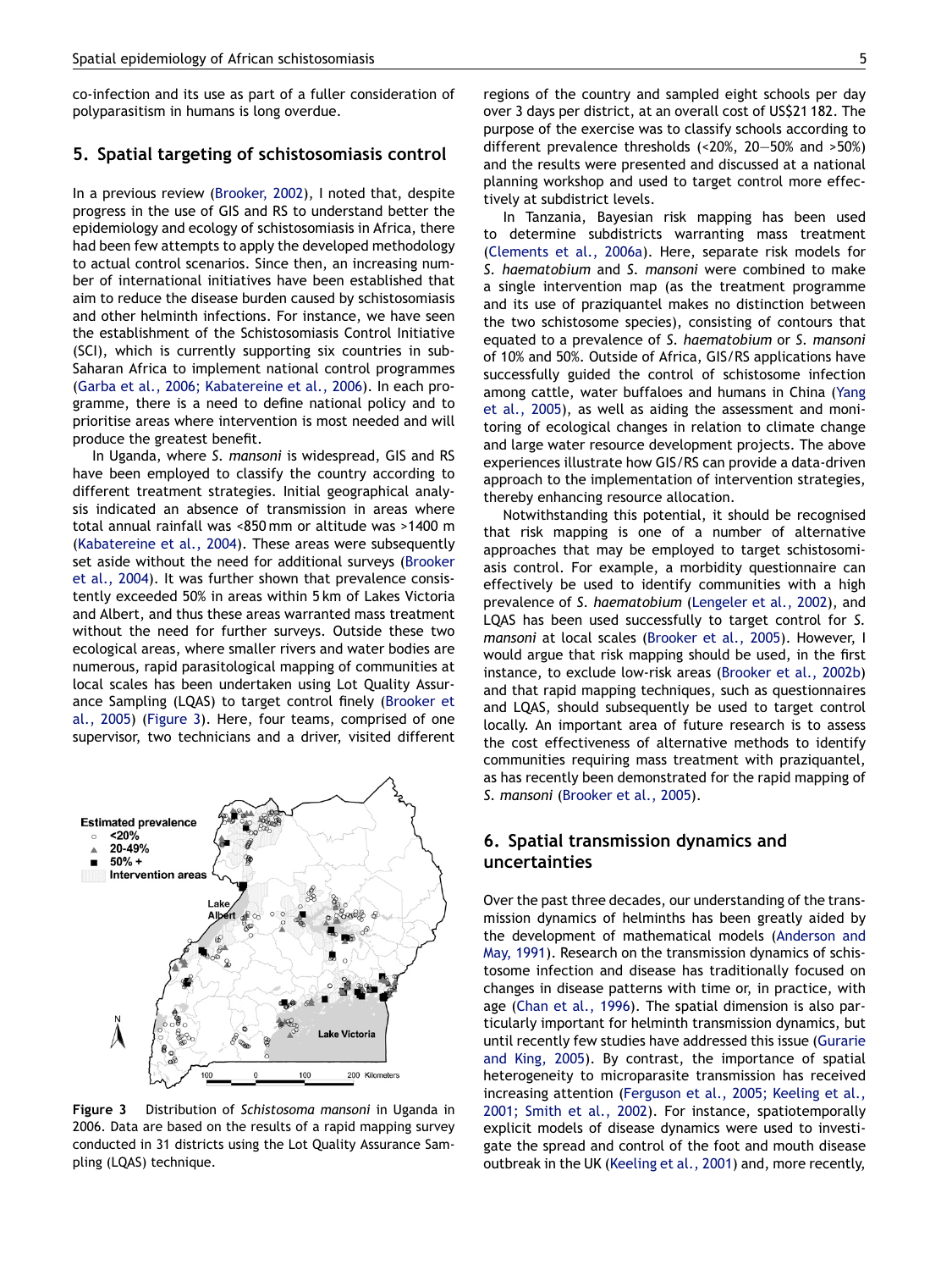co-infection and its use as part of a fuller consideration of polyparasitism in humans is long overdue.

## 5. Spatial targeting of schistosomiasis control

In a previous review (Brooker, 2002), I noted that, despite progress in the use of GIS and RS to understand better the epidemiology and ecology of schistosomiasis in Africa, there had been few attempts to apply the developed methodology to actual control scenarios. Since then, an increasing number of international initiatives have been established that aim to reduce the disease burden caused by schistosomiasis and other helminth infections. For instance, we have seen the establishment of the Schistosomiasis Control Initiative (SCI), which is currently supporting six countries in sub-Saharan Africa to implement national control programmes (Garba et al., 2006; Kabatereine et al., 2006). In each programme, there is a need to define national policy and to prioritise areas where intervention is most needed and will produce the greatest benefit.

In Uganda, where *S. mansoni* is widespread, GIS and RS have been employed to classify the country according to different treatment strategies. Initial geographical analysis indicated an absence of transmission in areas where total annual rainfall was <850 mm or altitude was >1400 m (Kabatereine et al., 2004). These areas were subsequently set aside without the need for additional surveys (Brooker et al., 2004). It was further shown that prevalence consistently exceeded 50% in areas within 5 km of Lakes Victoria and Albert, and thus these areas warranted mass treatment without the need for further surveys. Outside these two ecological areas, where smaller rivers and water bodies are numerous, rapid parasitological mapping of communities at local scales has been undertaken using Lot Quality Assurance Sampling (LQAS) to target control finely (Brooker et al., 2005) (Figure 3). Here, four teams, comprised of one supervisor, two technicians and a driver, visited different regions of the country and sampled eight schools per day over 3 days per district, at an overall cost of US$21 182. The purpose of the exercise was to classify schools according to different prevalence thresholds (<20%, 20—50% and >50%) and the results were presented and discussed at a national planning workshop and used to target control more effectively at subdistrict levels.

**Figure 3** Distribution of *Schistosoma mansoni* in Uganda in 2006. Data are based on the results of a rapid mapping survey conducted in 31 districts using the Lot Quality Assurance Sampling (LQAS) technique.

In Tanzania, Bayesian risk mapping has been used to determine subdistricts warranting mass treatment (Clements et al., 2006a). Here, separate risk models for *S. haematobium* and *S. mansoni* were combined to make a single intervention map (as the treatment programme and its use of praziquantel makes no distinction between the two schistosome species), consisting of contours that equated to a prevalence of *S. haematobium* or *S. mansoni* of 10% and 50%. Outside of Africa, GIS/RS applications have successfully guided the control of schistosome infection among cattle, water buffaloes and humans in China (Yang et al., 2005), as well as aiding the assessment and monitoring of ecological changes in relation to climate change and large water resource development projects. The above experiences illustrate how GIS/RS can provide a data-driven approach to the implementation of intervention strategies, thereby enhancing resource allocation.

Notwithstanding this potential, it should be recognised that risk mapping is one of a number of alternative approaches that may be employed to target schistosomiasis control. For example, a morbidity questionnaire can effectively be used to identify communities with a high prevalence of *S. haematobium* (Lengeler et al., 2002), and LQAS has been used successfully to target control for *S. mansoni* at local scales (Brooker et al., 2005). However, I would argue that risk mapping should be used, in the first instance, to exclude low-risk areas (Brooker et al., 2002b) and that rapid mapping techniques, such as questionnaires and LQAS, should subsequently be used to target control locally. An important area of future research is to assess the cost effectiveness of alternative methods to identify communities requiring mass treatment with praziquantel, as has recently been demonstrated for the rapid mapping of *S. mansoni* (Brooker et al., 2005).

## 6. Spatial transmission dynamics and uncertainties

Over the past three decades, our understanding of the transmission dynamics of helminths has been greatly aided by the development of mathematical models (Anderson and May, 1991). Research on the transmission dynamics of schistosome infection and disease has traditionally focused on changes in disease patterns with time or, in practice, with age (Chan et al., 1996). The spatial dimension is also particularly important for helminth transmission dynamics, but until recently few studies have addressed this issue (Gurarie and King, 2005). By contrast, the importance of spatial heterogeneity to microparasite transmission has received increasing attention (Ferguson et al., 2005; Keeling et al., 2001; Smith et al., 2002). For instance, spatiotemporally explicit models of disease dynamics were used to investigate the spread and control of the foot and mouth disease outbreak in the UK (Keeling et al., 2001) and, more recently,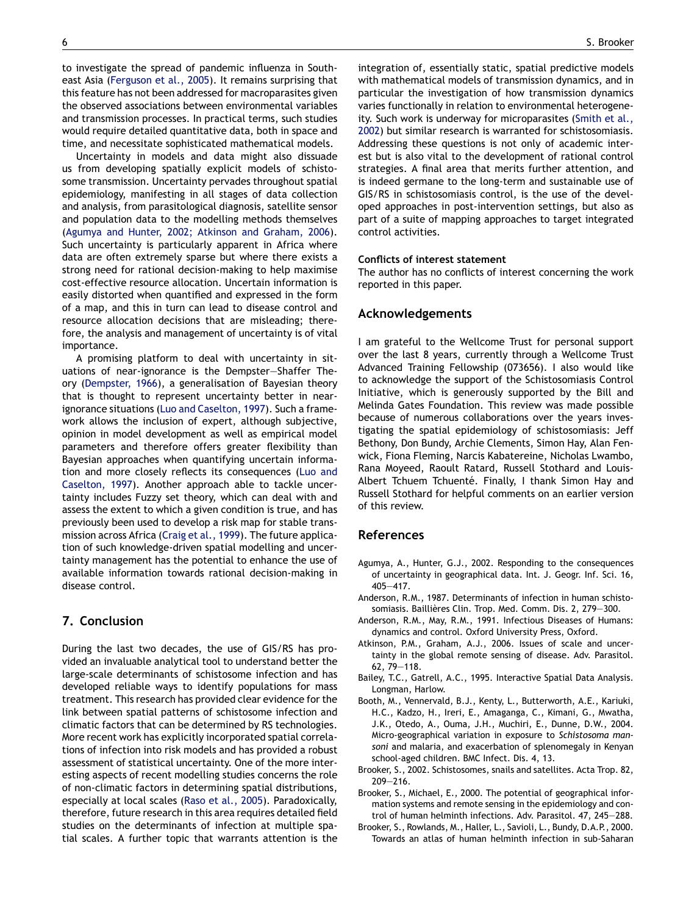to investigate the spread of pandemic influenza in Southeast Asia (Ferguson et al., 2005). It remains surprising that this feature has not been addressed for macroparasites given the observed associations between environmental variables and transmission processes. In practical terms, such studies would require detailed quantitative data, both in space and time, and necessitate sophisticated mathematical models.

Uncertainty in models and data might also dissuade us from developing spatially explicit models of schistosome transmission. Uncertainty pervades throughout spatial epidemiology, manifesting in all stages of data collection and analysis, from parasitological diagnosis, satellite sensor and population data to the modelling methods themselves (Agumya and Hunter, 2002; Atkinson and Graham, 2006). Such uncertainty is particularly apparent in Africa where data are often extremely sparse but where there exists a strong need for rational decision-making to help maximise cost-effective resource allocation. Uncertain information is easily distorted when quantified and expressed in the form of a map, and this in turn can lead to disease control and resource allocation decisions that are misleading; therefore, the analysis and management of uncertainty is of vital importance.

A promising platform to deal with uncertainty in situations of near-ignorance is the Dempster—Shaffer Theory (Dempster, 1966), a generalisation of Bayesian theory that is thought to represent uncertainty better in near-ignorance situations (Luo and Caselton, 1997). Such a framework allows the inclusion of expert, although subjective, opinion in model development as well as empirical model parameters and therefore offers greater flexibility than Bayesian approaches when quantifying uncertain information and more closely reflects its consequences (Luo and Caselton, 1997). Another approach able to tackle uncertainty includes Fuzzy set theory, which can deal with and assess the extent to which a given condition is true, and has previously been used to develop a risk map for stable transmission across Africa (Craig et al., 1999). The future application of such knowledge-driven spatial modelling and uncertainty management has the potential to enhance the use of available information towards rational decision-making in disease control.

## 7. Conclusion

During the last two decades, the use of GIS/RS has provided an invaluable analytical tool to understand better the large-scale determinants of schistosome infection and has developed reliable ways to identify populations for mass treatment. This research has provided clear evidence for the link between spatial patterns of schistosome infection and climatic factors that can be determined by RS technologies. More recent work has explicitly incorporated spatial correlations of infection into risk models and has provided a robust assessment of statistical uncertainty. One of the more interesting aspects of recent modelling studies concerns the role of non-climatic factors in determining spatial distributions, especially at local scales (Raso et al., 2005). Paradoxically, therefore, future research in this area requires detailed field studies on the determinants of infection at multiple spatial scales. A further topic that warrants attention is the integration of, essentially static, spatial predictive models with mathematical models of transmission dynamics, and in particular the investigation of how transmission dynamics varies functionally in relation to environmental heterogeneity. Such work is underway for microparasites (Smith et al., 2002) but similar research is warranted for schistosomiasis. Addressing these questions is not only of academic interest but is also vital to the development of rational control strategies. A final area that merits further attention, and is indeed germane to the long-term and sustainable use of GIS/RS in schistosomiasis control, is the use of the developed approaches in post-intervention settings, but also as part of a suite of mapping approaches to target integrated control activities.

**Conflicts of interest statement**

The author has no conflicts of interest concerning the work reported in this paper.

## Acknowledgements

I am grateful to the Wellcome Trust for personal support over the last 8 years, currently through a Wellcome Trust Advanced Training Fellowship (073656). I also would like to acknowledge the support of the Schistosomiasis Control Initiative, which is generously supported by the Bill and Melinda Gates Foundation. This review was made possible because of numerous collaborations over the years investigating the spatial epidemiology of schistosomiasis: Jeff Bethony, Don Bundy, Archie Clements, Simon Hay, Alan Fenwick, Fiona Fleming, Narcis Kabatereine, Nicholas Lwambo, Rana Moyeed, Raoult Ratard, Russell Stothard and Louis-Albert Tchuem Tchuenté. Finally, I thank Simon Hay and Russell Stothard for helpful comments on an earlier version of this review.

## References

Agumya, A., Hunter, G.J., 2002. Responding to the consequences of uncertainty in geographical data. Int. J. Geogr. Inf. Sci. 16, 405—417.

Anderson, R.M., 1987. Determinants of infection in human schistosomiasis. Baillières Clin. Trop. Med. Comm. Dis. 2, 279—300.

Anderson, R.M., May, R.M., 1991. Infectious Diseases of Humans: dynamics and control. Oxford University Press, Oxford.

Atkinson, P.M., Graham, A.J., 2006. Issues of scale and uncertainty in the global remote sensing of disease. Adv. Parasitol. 62, 79—118.

Bailey, T.C., Gatrell, A.C., 1995. Interactive Spatial Data Analysis. Longman, Harlow.

Booth, M., Vennervald, B.J., Kenty, L., Butterworth, A.E., Kariuki, H.C., Kadzo, H., Ireri, E., Amaganga, C., Kimani, G., Mwatha, J.K., Otedo, A., Ouma, J.H., Muchiri, E., Dunne, D.W., 2004. Micro-geographical variation in exposure to *Schistosoma mansoni* and malaria, and exacerbation of splenomegaly in Kenyan school-aged children. BMC Infect. Dis. 4, 13.

Brooker, S., 2002. Schistosomes, snails and satellites. Acta Trop. 82, 209—216.

Brooker, S., Michael, E., 2000. The potential of geographical information systems and remote sensing in the epidemiology and control of human helminth infections. Adv. Parasitol. 47, 245—288.

Brooker, S., Rowlands, M., Haller, L., Savioli, L., Bundy, D.A.P., 2000. Towards an atlas of human helminth infection in sub-Saharan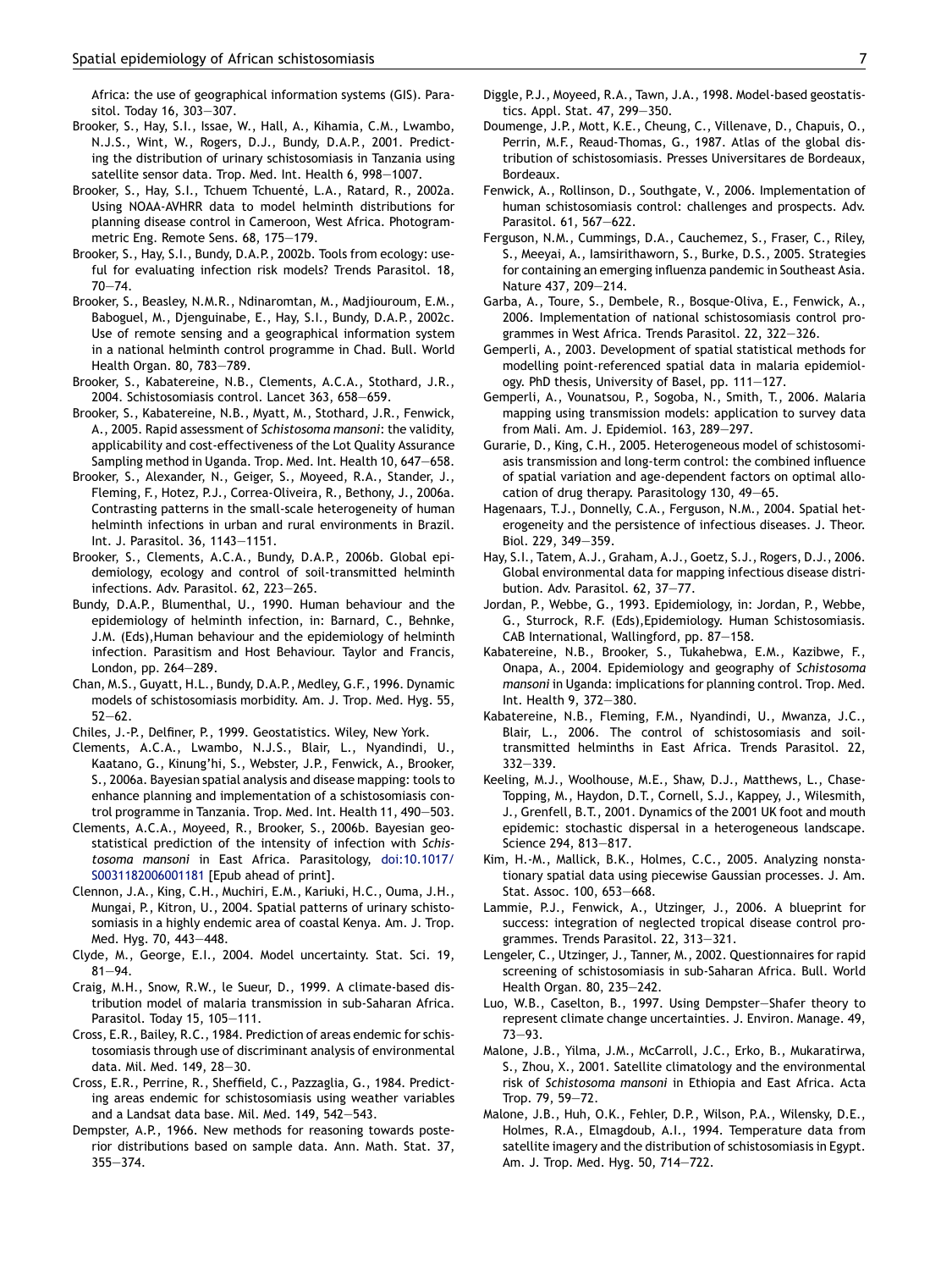Africa: the use of geographical information systems (GIS). Parasitol. Today 16, 303—307.

Brooker, S., Hay, S.I., Issae, W., Hall, A., Kihamia, C.M., Lwambo, N.J.S., Wint, W., Rogers, D.J., Bundy, D.A.P., 2001. Predicting the distribution of urinary schistosomiasis in Tanzania using satellite sensor data. Trop. Med. Int. Health 6, 998—1007.

Brooker, S., Hay, S.I., Tchuem Tchuenté, L.A., Ratard, R., 2002a. Using NOAA-AVHRR data to model helminth distributions for planning disease control in Cameroon, West Africa. Photogrammetric Eng. Remote Sens. 68, 175—179.

Brooker, S., Hay, S.I., Bundy, D.A.P., 2002b. Tools from ecology: useful for evaluating infection risk models? Trends Parasitol. 18, 70—74.

Brooker, S., Beasley, N.M.R., Ndinaromtan, M., Madjiouroum, E.M., Baboguel, M., Djenguinabe, E., Hay, S.I., Bundy, D.A.P., 2002c. Use of remote sensing and a geographical information system in a national helminth control programme in Chad. Bull. World Health Organ. 80, 783—789.

Brooker, S., Kabatereine, N.B., Clements, A.C.A., Stothard, J.R., 2004. Schistosomiasis control. Lancet 363, 658—659.

Brooker, S., Kabatereine, N.B., Myatt, M., Stothard, J.R., Fenwick, A., 2005. Rapid assessment of *Schistosoma mansoni*: the validity, applicability and cost-effectiveness of the Lot Quality Assurance Sampling method in Uganda. Trop. Med. Int. Health 10, 647—658.

Brooker, S., Alexander, N., Geiger, S., Moyeed, R.A., Stander, J., Fleming, F., Hotez, P.J., Correa-Oliveira, R., Bethony, J., 2006a. Contrasting patterns in the small-scale heterogeneity of human helminth infections in urban and rural environments in Brazil. Int. J. Parasitol. 36, 1143—1151.

Brooker, S., Clements, A.C.A., Bundy, D.A.P., 2006b. Global epidemiology, ecology and control of soil-transmitted helminth infections. Adv. Parasitol. 62, 223—265.

Bundy, D.A.P., Blumenthal, U., 1990. Human behaviour and the epidemiology of helminth infection, in: Barnard, C., Behnke, J.M. (Eds),Human behaviour and the epidemiology of helminth infection. Parasitism and Host Behaviour. Taylor and Francis, London, pp. 264—289.

Chan, M.S., Guyatt, H.L., Bundy, D.A.P., Medley, G.F., 1996. Dynamic models of schistosomiasis morbidity. Am. J. Trop. Med. Hyg. 55, 52—62.

Chiles, J.-P., Delfiner, P., 1999. Geostatistics. Wiley, New York.

Clements, A.C.A., Lwambo, N.J.S., Blair, L., Nyandindi, U., Kaatano, G., Kinung'hi, S., Webster, J.P., Fenwick, A., Brooker, S., 2006a. Bayesian spatial analysis and disease mapping: tools to enhance planning and implementation of a schistosomiasis control programme in Tanzania. Trop. Med. Int. Health 11, 490—503.

Clements, A.C.A., Moyeed, R., Brooker, S., 2006b. Bayesian geostatistical prediction of the intensity of infection with *Schistosoma mansoni* in East Africa. Parasitology, doi:10.1017/S0031182006001181 [Epub ahead of print].

Clennon, J.A., King, C.H., Muchiri, E.M., Kariuki, H.C., Ouma, J.H., Mungai, P., Kitron, U., 2004. Spatial patterns of urinary schistosomiasis in a highly endemic area of coastal Kenya. Am. J. Trop. Med. Hyg. 70, 443—448.

Clyde, M., George, E.I., 2004. Model uncertainty. Stat. Sci. 19, 81—94.

Craig, M.H., Snow, R.W., le Sueur, D., 1999. A climate-based distribution model of malaria transmission in sub-Saharan Africa. Parasitol. Today 15, 105—111.

Cross, E.R., Bailey, R.C., 1984. Prediction of areas endemic for schistosomiasis through use of discriminant analysis of environmental data. Mil. Med. 149, 28—30.

Cross, E.R., Perrine, R., Sheffield, C., Pazzaglia, G., 1984. Predicting areas endemic for schistosomiasis using weather variables and a Landsat data base. Mil. Med. 149, 542—543.

Dempster, A.P., 1966. New methods for reasoning towards posterior distributions based on sample data. Ann. Math. Stat. 37, 355—374.

Diggle, P.J., Moyeed, R.A., Tawn, J.A., 1998. Model-based geostatistics. Appl. Stat. 47, 299—350.

Doumenge, J.P., Mott, K.E., Cheung, C., Villenave, D., Chapuis, O., Perrin, M.F., Reaud-Thomas, G., 1987. Atlas of the global distribution of schistosomiasis. Presses Universitares de Bordeaux, Bordeaux.

Fenwick, A., Rollinson, D., Southgate, V., 2006. Implementation of human schistosomiasis control: challenges and prospects. Adv. Parasitol. 61, 567—622.

Ferguson, N.M., Cummings, D.A., Cauchemez, S., Fraser, C., Riley, S., Meeyai, A., Iamsirithaworn, S., Burke, D.S., 2005. Strategies for containing an emerging influenza pandemic in Southeast Asia. Nature 437, 209—214.

Garba, A., Toure, S., Dembele, R., Bosque-Oliva, E., Fenwick, A., 2006. Implementation of national schistosomiasis control programmes in West Africa. Trends Parasitol. 22, 322—326.

Gemperli, A., 2003. Development of spatial statistical methods for modelling point-referenced spatial data in malaria epidemiology. PhD thesis, University of Basel, pp. 111—127.

Gemperli, A., Vounatsou, P., Sogoba, N., Smith, T., 2006. Malaria mapping using transmission models: application to survey data from Mali. Am. J. Epidemiol. 163, 289—297.

Gurarie, D., King, C.H., 2005. Heterogeneous model of schistosomiasis transmission and long-term control: the combined influence of spatial variation and age-dependent factors on optimal allocation of drug therapy. Parasitology 130, 49—65.

Hagenaars, T.J., Donnelly, C.A., Ferguson, N.M., 2004. Spatial heterogeneity and the persistence of infectious diseases. J. Theor. Biol. 229, 349—359.

Hay, S.I., Tatem, A.J., Graham, A.J., Goetz, S.J., Rogers, D.J., 2006. Global environmental data for mapping infectious disease distribution. Adv. Parasitol. 62, 37—77.

Jordan, P., Webbe, G., 1993. Epidemiology, in: Jordan, P., Webbe, G., Sturrock, R.F. (Eds),Epidemiology. Human Schistosomiasis. CAB International, Wallingford, pp. 87—158.

Kabatereine, N.B., Brooker, S., Tukahebwa, E.M., Kazibwe, F., Onapa, A., 2004. Epidemiology and geography of *Schistosoma mansoni* in Uganda: implications for planning control. Trop. Med. Int. Health 9, 372—380.

Kabatereine, N.B., Fleming, F.M., Nyandindi, U., Mwanza, J.C., Blair, L., 2006. The control of schistosomiasis and soil-transmitted helminths in East Africa. Trends Parasitol. 22, 332—339.

Keeling, M.J., Woolhouse, M.E., Shaw, D.J., Matthews, L., Chase-Topping, M., Haydon, D.T., Cornell, S.J., Kappey, J., Wilesmith, J., Grenfell, B.T., 2001. Dynamics of the 2001 UK foot and mouth epidemic: stochastic dispersal in a heterogeneous landscape. Science 294, 813—817.

Kim, H.-M., Mallick, B.K., Holmes, C.C., 2005. Analyzing nonstationary spatial data using piecewise Gaussian processes. J. Am. Stat. Assoc. 100, 653—668.

Lammie, P.J., Fenwick, A., Utzinger, J., 2006. A blueprint for success: integration of neglected tropical disease control programmes. Trends Parasitol. 22, 313—321.

Lengeler, C., Utzinger, J., Tanner, M., 2002. Questionnaires for rapid screening of schistosomiasis in sub-Saharan Africa. Bull. World Health Organ. 80, 235—242.

Luo, W.B., Caselton, B., 1997. Using Dempster—Shafer theory to represent climate change uncertainties. J. Environ. Manage. 49, 73—93.

Malone, J.B., Yilma, J.M., McCarroll, J.C., Erko, B., Mukaratirwa, S., Zhou, X., 2001. Satellite climatology and the environmental risk of *Schistosoma mansoni* in Ethiopia and East Africa. Acta Trop. 79, 59—72.

Malone, J.B., Huh, O.K., Fehler, D.P., Wilson, P.A., Wilensky, D.E., Holmes, R.A., Elmagdoub, A.I., 1994. Temperature data from satellite imagery and the distribution of schistosomiasis in Egypt. Am. J. Trop. Med. Hyg. 50, 714—722.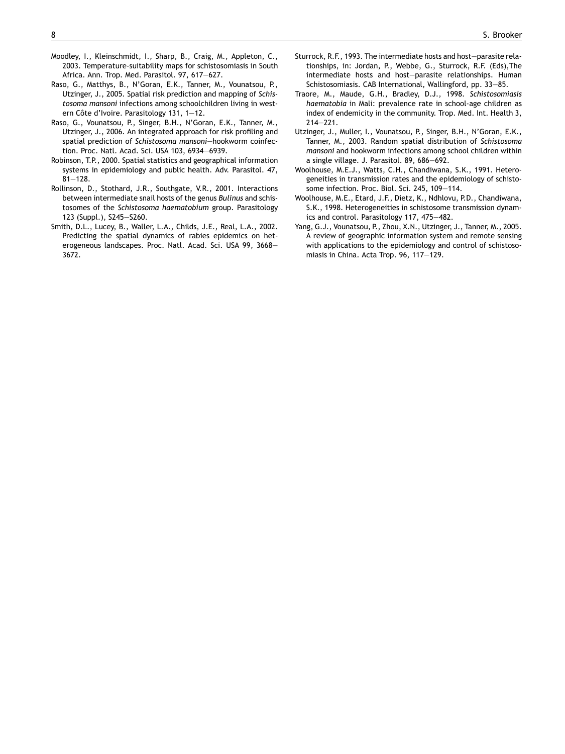Moodley, I., Kleinschmidt, I., Sharp, B., Craig, M., Appleton, C., 2003. Temperature-suitability maps for schistosomiasis in South Africa. Ann. Trop. Med. Parasitol. 97, 617—627.

Raso, G., Matthys, B., N'Goran, E.K., Tanner, M., Vounatsou, P., Utzinger, J., 2005. Spatial risk prediction and mapping of *Schistosoma mansoni* infections among schoolchildren living in western Côte d'Ivoire. Parasitology 131, 1—12.

Raso, G., Vounatsou, P., Singer, B.H., N'Goran, E.K., Tanner, M., Utzinger, J., 2006. An integrated approach for risk profiling and spatial prediction of *Schistosoma mansoni*—hookworm coinfection. Proc. Natl. Acad. Sci. USA 103, 6934—6939.

Robinson, T.P., 2000. Spatial statistics and geographical information systems in epidemiology and public health. Adv. Parasitol. 47, 81—128.

Rollinson, D., Stothard, J.R., Southgate, V.R., 2001. Interactions between intermediate snail hosts of the genus *Bulinus* and schistosomes of the *Schistosoma haematobium* group. Parasitology 123 (Suppl.), S245—S260.

Smith, D.L., Lucey, B., Waller, L.A., Childs, J.E., Real, L.A., 2002. Predicting the spatial dynamics of rabies epidemics on heterogeneous landscapes. Proc. Natl. Acad. Sci. USA 99, 3668—3672.

Sturrock, R.F., 1993. The intermediate hosts and host—parasite relationships, in: Jordan, P., Webbe, G., Sturrock, R.F. (Eds),The intermediate hosts and host—parasite relationships. Human Schistosomiasis. CAB International, Wallingford, pp. 33—85.

Traore, M., Maude, G.H., Bradley, D.J., 1998. *Schistosomiasis haematobia* in Mali: prevalence rate in school-age children as index of endemicity in the community. Trop. Med. Int. Health 3, 214—221.

Utzinger, J., Muller, I., Vounatsou, P., Singer, B.H., N'Goran, E.K., Tanner, M., 2003. Random spatial distribution of *Schistosoma mansoni* and hookworm infections among school children within a single village. J. Parasitol. 89, 686—692.

Woolhouse, M.E.J., Watts, C.H., Chandiwana, S.K., 1991. Heterogeneities in transmission rates and the epidemiology of schistosome infection. Proc. Biol. Sci. 245, 109—114.

Woolhouse, M.E., Etard, J.F., Dietz, K., Ndhlovu, P.D., Chandiwana, S.K., 1998. Heterogeneities in schistosome transmission dynamics and control. Parasitology 117, 475—482.

Yang, G.J., Vounatsou, P., Zhou, X.N., Utzinger, J., Tanner, M., 2005. A review of geographic information system and remote sensing with applications to the epidemiology and control of schistosomiasis in China. Acta Trop. 96, 117—129.